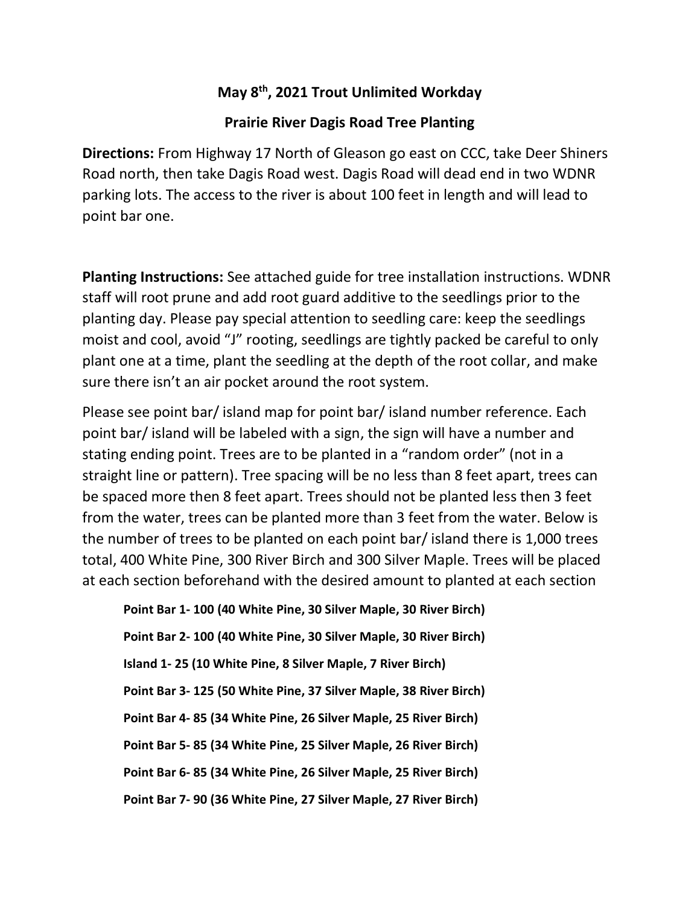**May 8th, 2021 Trout Unlimited Workday**

**Prairie River Dagis Road Tree Planting**

**Directions:** From Highway 17 North of Gleason go east on CCC, take Deer Shiners Road north, then take Dagis Road west. Dagis Road will dead end in two WDNR parking lots. The access to the river is about 100 feet in length and will lead to point bar one.

**Planting Instructions:** See attached guide for tree installation instructions. WDNR staff will root prune and add root guard additive to the seedlings prior to the planting day. Please pay special attention to seedling care: keep the seedlings moist and cool, avoid "J" rooting, seedlings are tightly packed be careful to only plant one at a time, plant the seedling at the depth of the root collar, and make sure there isn't an air pocket around the root system.

Please see point bar/ island map for point bar/ island number reference. Each point bar/ island will be labeled with a sign, the sign will have a number and stating ending point. Trees are to be planted in a "random order" (not in a straight line or pattern). Tree spacing will be no less than 8 feet apart, trees can be spaced more then 8 feet apart. Trees should not be planted less then 3 feet from the water, trees can be planted more than 3 feet from the water. Below is the number of trees to be planted on each point bar/ island there is 1,000 trees total, 400 White Pine, 300 River Birch and 300 Silver Maple. Trees will be placed at each section beforehand with the desired amount to planted at each section

**Point Bar 1- 100 (40 White Pine, 30 Silver Maple, 30 River Birch)**

**Point Bar 2- 100 (40 White Pine, 30 Silver Maple, 30 River Birch)**

**Island 1- 25 (10 White Pine, 8 Silver Maple, 7 River Birch)**

**Point Bar 3- 125 (50 White Pine, 37 Silver Maple, 38 River Birch)**

**Point Bar 4- 85 (34 White Pine, 26 Silver Maple, 25 River Birch)**

**Point Bar 5- 85 (34 White Pine, 25 Silver Maple, 26 River Birch)**

**Point Bar 6- 85 (34 White Pine, 26 Silver Maple, 25 River Birch)**

**Point Bar 7- 90 (36 White Pine, 27 Silver Maple, 27 River Birch)**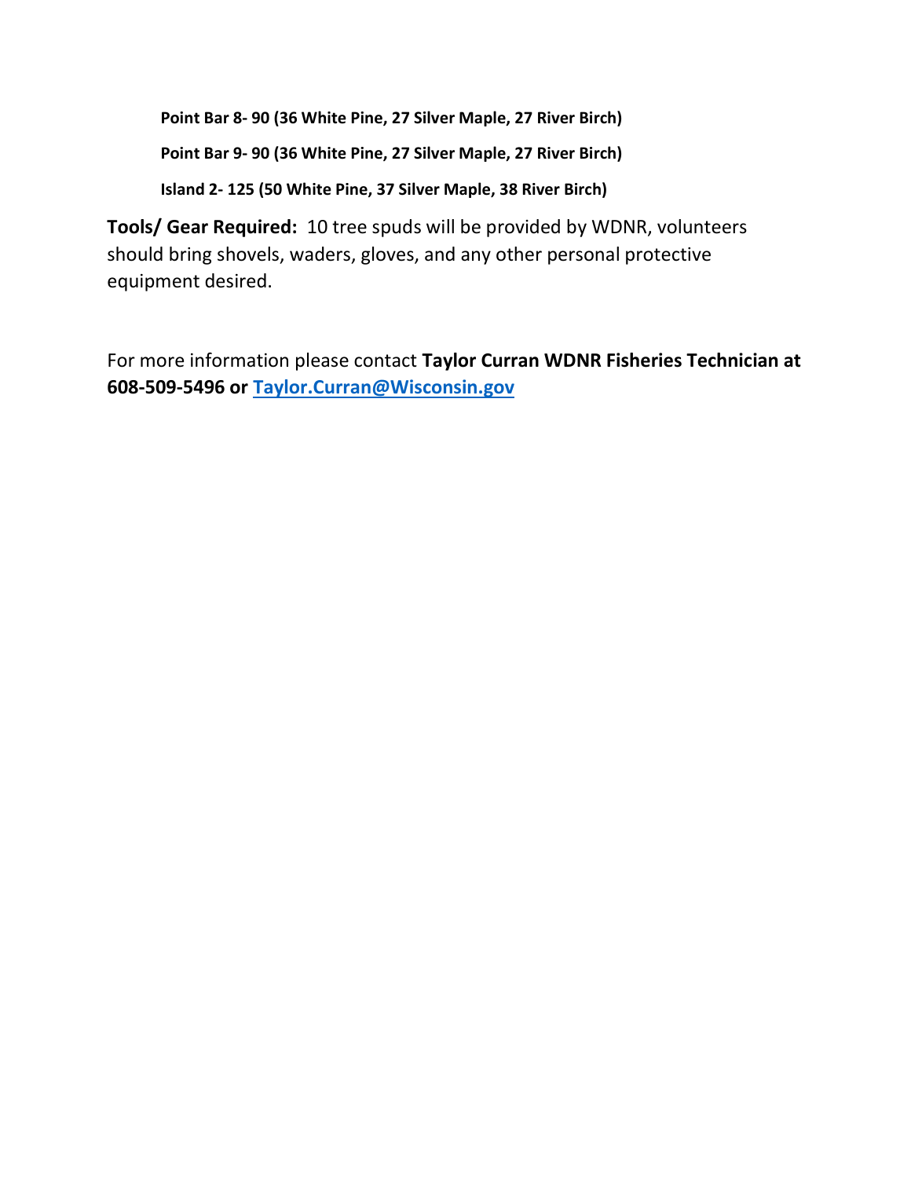**Point Bar 8- 90 (36 White Pine, 27 Silver Maple, 27 River Birch)**

**Point Bar 9- 90 (36 White Pine, 27 Silver Maple, 27 River Birch)**

**Island 2- 125 (50 White Pine, 37 Silver Maple, 38 River Birch)**

**Tools/ Gear Required:** 10 tree spuds will be provided by WDNR, volunteers should bring shovels, waders, gloves, and any other personal protective equipment desired.

For more information please contact **Taylor Curran WDNR Fisheries Technician at 608-509-5496 or [Taylor.Curran@Wisconsin.gov](mailto:Taylor.Curran@Wisconsin.gov)**